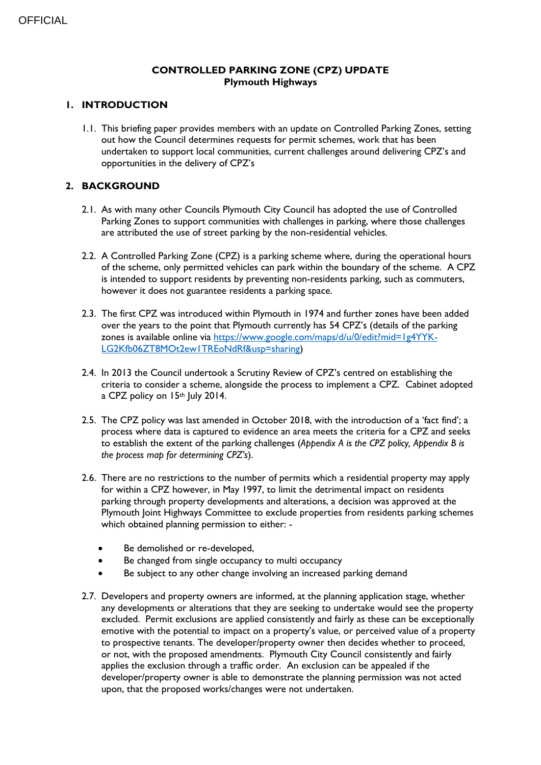OFFICIAL

# CONTROLLED PARKING ZONE (CPZ) UPDATE
**Plymouth Highways**

## 1. INTRODUCTION

1.1. This briefing paper provides members with an update on Controlled Parking Zones, setting out how the Council determines requests for permit schemes, work that has been undertaken to support local communities, current challenges around delivering CPZ's and opportunities in the delivery of CPZ's

## 2. BACKGROUND

2.1. As with many other Councils Plymouth City Council has adopted the use of Controlled Parking Zones to support communities with challenges in parking, where those challenges are attributed the use of street parking by the non-residential vehicles.

2.2. A Controlled Parking Zone (CPZ) is a parking scheme where, during the operational hours of the scheme, only permitted vehicles can park within the boundary of the scheme. A CPZ is intended to support residents by preventing non-residents parking, such as commuters, however it does not guarantee residents a parking space.

2.3. The first CPZ was introduced within Plymouth in 1974 and further zones have been added over the years to the point that Plymouth currently has 54 CPZ's (details of the parking zones is available online via https://www.google.com/maps/d/u/0/edit?mid=1g4YYK-LG2Kfb06ZT8MOt2ew1TREoNdRf&usp=sharing)

2.4. In 2013 the Council undertook a Scrutiny Review of CPZ's centred on establishing the criteria to consider a scheme, alongside the process to implement a CPZ. Cabinet adopted a CPZ policy on 15th July 2014.

2.5. The CPZ policy was last amended in October 2018, with the introduction of a 'fact find'; a process where data is captured to evidence an area meets the criteria for a CPZ and seeks to establish the extent of the parking challenges (*Appendix A is the CPZ policy, Appendix B is the process map for determining CPZ's*).

2.6. There are no restrictions to the number of permits which a residential property may apply for within a CPZ however, in May 1997, to limit the detrimental impact on residents parking through property developments and alterations, a decision was approved at the Plymouth Joint Highways Committee to exclude properties from residents parking schemes which obtained planning permission to either: -

- Be demolished or re-developed,
- Be changed from single occupancy to multi occupancy
- Be subject to any other change involving an increased parking demand

2.7. Developers and property owners are informed, at the planning application stage, whether any developments or alterations that they are seeking to undertake would see the property excluded. Permit exclusions are applied consistently and fairly as these can be exceptionally emotive with the potential to impact on a property's value, or perceived value of a property to prospective tenants. The developer/property owner then decides whether to proceed, or not, with the proposed amendments. Plymouth City Council consistently and fairly applies the exclusion through a traffic order. An exclusion can be appealed if the developer/property owner is able to demonstrate the planning permission was not acted upon, that the proposed works/changes were not undertaken.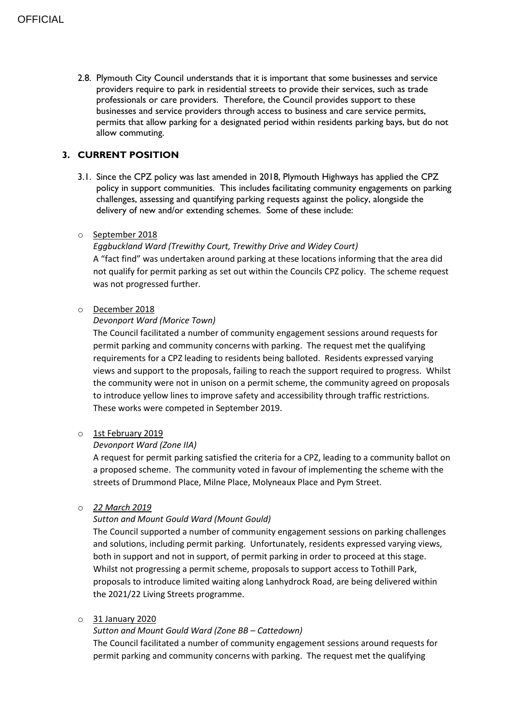2.8. Plymouth City Council understands that it is important that some businesses and service providers require to park in residential streets to provide their services, such as trade professionals or care providers. Therefore, the Council provides support to these businesses and service providers through access to business and care service permits, permits that allow parking for a designated period within residents parking bays, but do not allow commuting.

## 3. CURRENT POSITION

3.1. Since the CPZ policy was last amended in 2018, Plymouth Highways has applied the CPZ policy in support communities. This includes facilitating community engagements on parking challenges, assessing and quantifying parking requests against the policy, alongside the delivery of new and/or extending schemes. Some of these include:

- September 2018
  *Eggbuckland Ward (Trewithy Court, Trewithy Drive and Widey Court)*
  A "fact find" was undertaken around parking at these locations informing that the area did not qualify for permit parking as set out within the Councils CPZ policy. The scheme request was not progressed further.

- December 2018
  *Devonport Ward (Morice Town)*
  The Council facilitated a number of community engagement sessions around requests for permit parking and community concerns with parking. The request met the qualifying requirements for a CPZ leading to residents being balloted. Residents expressed varying views and support to the proposals, failing to reach the support required to progress. Whilst the community were not in unison on a permit scheme, the community agreed on proposals to introduce yellow lines to improve safety and accessibility through traffic restrictions. These works were competed in September 2019.

- 1st February 2019
  *Devonport Ward (Zone IIA)*
  A request for permit parking satisfied the criteria for a CPZ, leading to a community ballot on a proposed scheme. The community voted in favour of implementing the scheme with the streets of Drummond Place, Milne Place, Molyneaux Place and Pym Street.

- *22 March 2019*
  *Sutton and Mount Gould Ward (Mount Gould)*
  The Council supported a number of community engagement sessions on parking challenges and solutions, including permit parking. Unfortunately, residents expressed varying views, both in support and not in support, of permit parking in order to proceed at this stage. Whilst not progressing a permit scheme, proposals to support access to Tothill Park, proposals to introduce limited waiting along Lanhydrock Road, are being delivered within the 2021/22 Living Streets programme.

- 31 January 2020
  *Sutton and Mount Gould Ward (Zone BB – Cattedown)*
  The Council facilitated a number of community engagement sessions around requests for permit parking and community concerns with parking. The request met the qualifying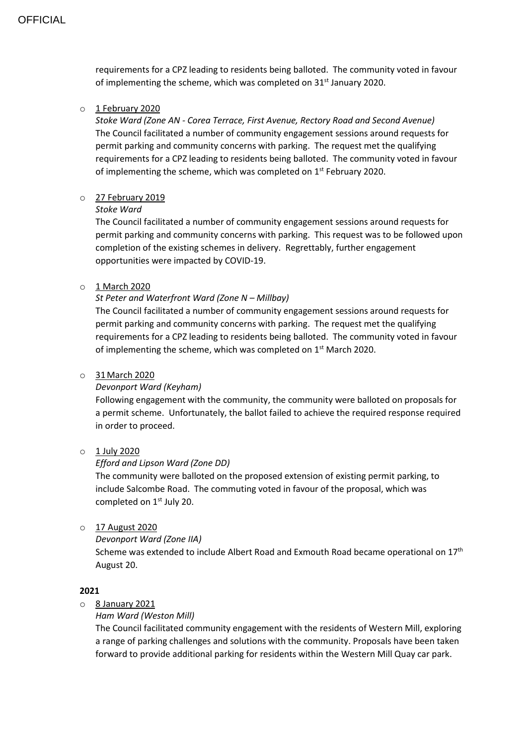requirements for a CPZ leading to residents being balloted. The community voted in favour of implementing the scheme, which was completed on 31st January 2020.

- 1 February 2020

  *Stoke Ward (Zone AN - Corea Terrace, First Avenue, Rectory Road and Second Avenue)*

  The Council facilitated a number of community engagement sessions around requests for permit parking and community concerns with parking. The request met the qualifying requirements for a CPZ leading to residents being balloted. The community voted in favour of implementing the scheme, which was completed on 1st February 2020.

- 27 February 2019

  *Stoke Ward*

  The Council facilitated a number of community engagement sessions around requests for permit parking and community concerns with parking. This request was to be followed upon completion of the existing schemes in delivery. Regrettably, further engagement opportunities were impacted by COVID-19.

- 1 March 2020

  *St Peter and Waterfront Ward (Zone N – Millbay)*

  The Council facilitated a number of community engagement sessions around requests for permit parking and community concerns with parking. The request met the qualifying requirements for a CPZ leading to residents being balloted. The community voted in favour of implementing the scheme, which was completed on 1st March 2020.

- 31 March 2020

  *Devonport Ward (Keyham)*

  Following engagement with the community, the community were balloted on proposals for a permit scheme. Unfortunately, the ballot failed to achieve the required response required in order to proceed.

- 1 July 2020

  *Efford and Lipson Ward (Zone DD)*

  The community were balloted on the proposed extension of existing permit parking, to include Salcombe Road. The commuting voted in favour of the proposal, which was completed on 1st July 20.

- 17 August 2020

  *Devonport Ward (Zone IIA)*

  Scheme was extended to include Albert Road and Exmouth Road became operational on 17th August 20.

**2021**

- 8 January 2021

  *Ham Ward (Weston Mill)*

  The Council facilitated community engagement with the residents of Western Mill, exploring a range of parking challenges and solutions with the community. Proposals have been taken forward to provide additional parking for residents within the Western Mill Quay car park.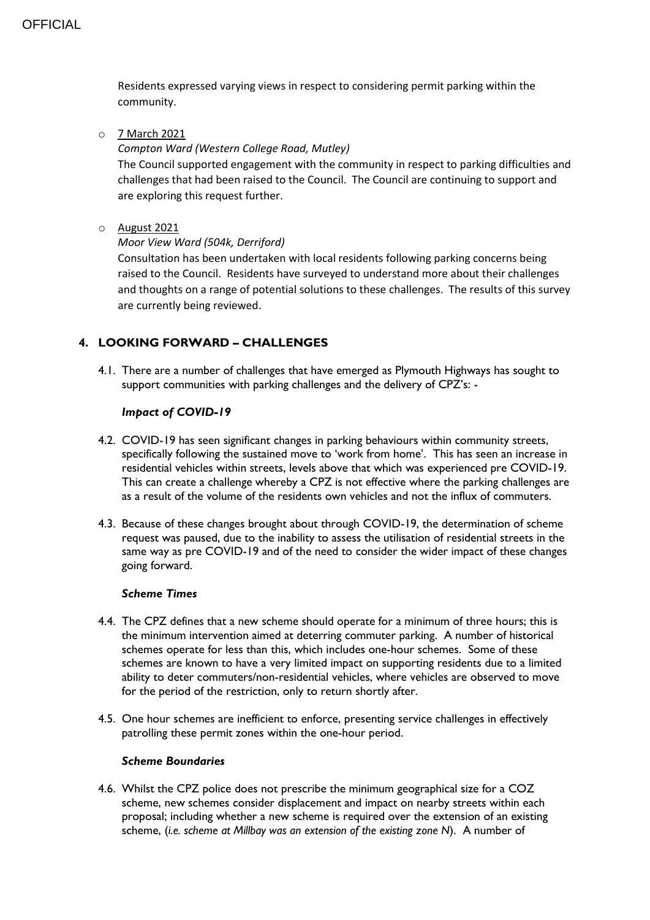Residents expressed varying views in respect to considering permit parking within the community.

- 7 March 2021
  *Compton Ward (Western College Road, Mutley)*
  The Council supported engagement with the community in respect to parking difficulties and challenges that had been raised to the Council. The Council are continuing to support and are exploring this request further.

- August 2021
  *Moor View Ward (504k, Derriford)*
  Consultation has been undertaken with local residents following parking concerns being raised to the Council. Residents have surveyed to understand more about their challenges and thoughts on a range of potential solutions to these challenges. The results of this survey are currently being reviewed.

## 4. LOOKING FORWARD – CHALLENGES

4.1. There are a number of challenges that have emerged as Plymouth Highways has sought to support communities with parking challenges and the delivery of CPZ's: -

***Impact of COVID-19***

4.2. COVID-19 has seen significant changes in parking behaviours within community streets, specifically following the sustained move to 'work from home'. This has seen an increase in residential vehicles within streets, levels above that which was experienced pre COVID-19. This can create a challenge whereby a CPZ is not effective where the parking challenges are as a result of the volume of the residents own vehicles and not the influx of commuters.

4.3. Because of these changes brought about through COVID-19, the determination of scheme request was paused, due to the inability to assess the utilisation of residential streets in the same way as pre COVID-19 and of the need to consider the wider impact of these changes going forward.

***Scheme Times***

4.4. The CPZ defines that a new scheme should operate for a minimum of three hours; this is the minimum intervention aimed at deterring commuter parking. A number of historical schemes operate for less than this, which includes one-hour schemes. Some of these schemes are known to have a very limited impact on supporting residents due to a limited ability to deter commuters/non-residential vehicles, where vehicles are observed to move for the period of the restriction, only to return shortly after.

4.5. One hour schemes are inefficient to enforce, presenting service challenges in effectively patrolling these permit zones within the one-hour period.

***Scheme Boundaries***

4.6. Whilst the CPZ police does not prescribe the minimum geographical size for a COZ scheme, new schemes consider displacement and impact on nearby streets within each proposal; including whether a new scheme is required over the extension of an existing scheme, (*i.e. scheme at Millbay was an extension of the existing zone N*). A number of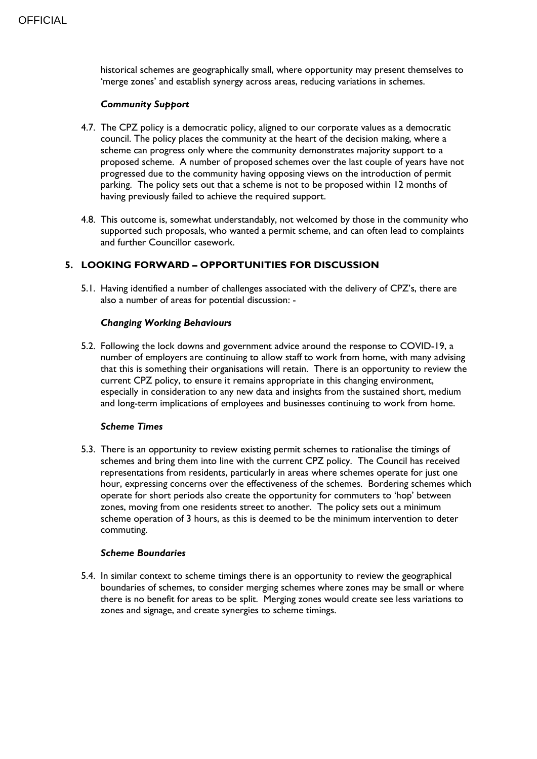historical schemes are geographically small, where opportunity may present themselves to 'merge zones' and establish synergy across areas, reducing variations in schemes.

***Community Support***

4.7. The CPZ policy is a democratic policy, aligned to our corporate values as a democratic council. The policy places the community at the heart of the decision making, where a scheme can progress only where the community demonstrates majority support to a proposed scheme. A number of proposed schemes over the last couple of years have not progressed due to the community having opposing views on the introduction of permit parking. The policy sets out that a scheme is not to be proposed within 12 months of having previously failed to achieve the required support.

4.8. This outcome is, somewhat understandably, not welcomed by those in the community who supported such proposals, who wanted a permit scheme, and can often lead to complaints and further Councillor casework.

## 5. LOOKING FORWARD – OPPORTUNITIES FOR DISCUSSION

5.1. Having identified a number of challenges associated with the delivery of CPZ's, there are also a number of areas for potential discussion: -

***Changing Working Behaviours***

5.2. Following the lock downs and government advice around the response to COVID-19, a number of employers are continuing to allow staff to work from home, with many advising that this is something their organisations will retain. There is an opportunity to review the current CPZ policy, to ensure it remains appropriate in this changing environment, especially in consideration to any new data and insights from the sustained short, medium and long-term implications of employees and businesses continuing to work from home.

***Scheme Times***

5.3. There is an opportunity to review existing permit schemes to rationalise the timings of schemes and bring them into line with the current CPZ policy. The Council has received representations from residents, particularly in areas where schemes operate for just one hour, expressing concerns over the effectiveness of the schemes. Bordering schemes which operate for short periods also create the opportunity for commuters to 'hop' between zones, moving from one residents street to another. The policy sets out a minimum scheme operation of 3 hours, as this is deemed to be the minimum intervention to deter commuting.

***Scheme Boundaries***

5.4. In similar context to scheme timings there is an opportunity to review the geographical boundaries of schemes, to consider merging schemes where zones may be small or where there is no benefit for areas to be split. Merging zones would create see less variations to zones and signage, and create synergies to scheme timings.